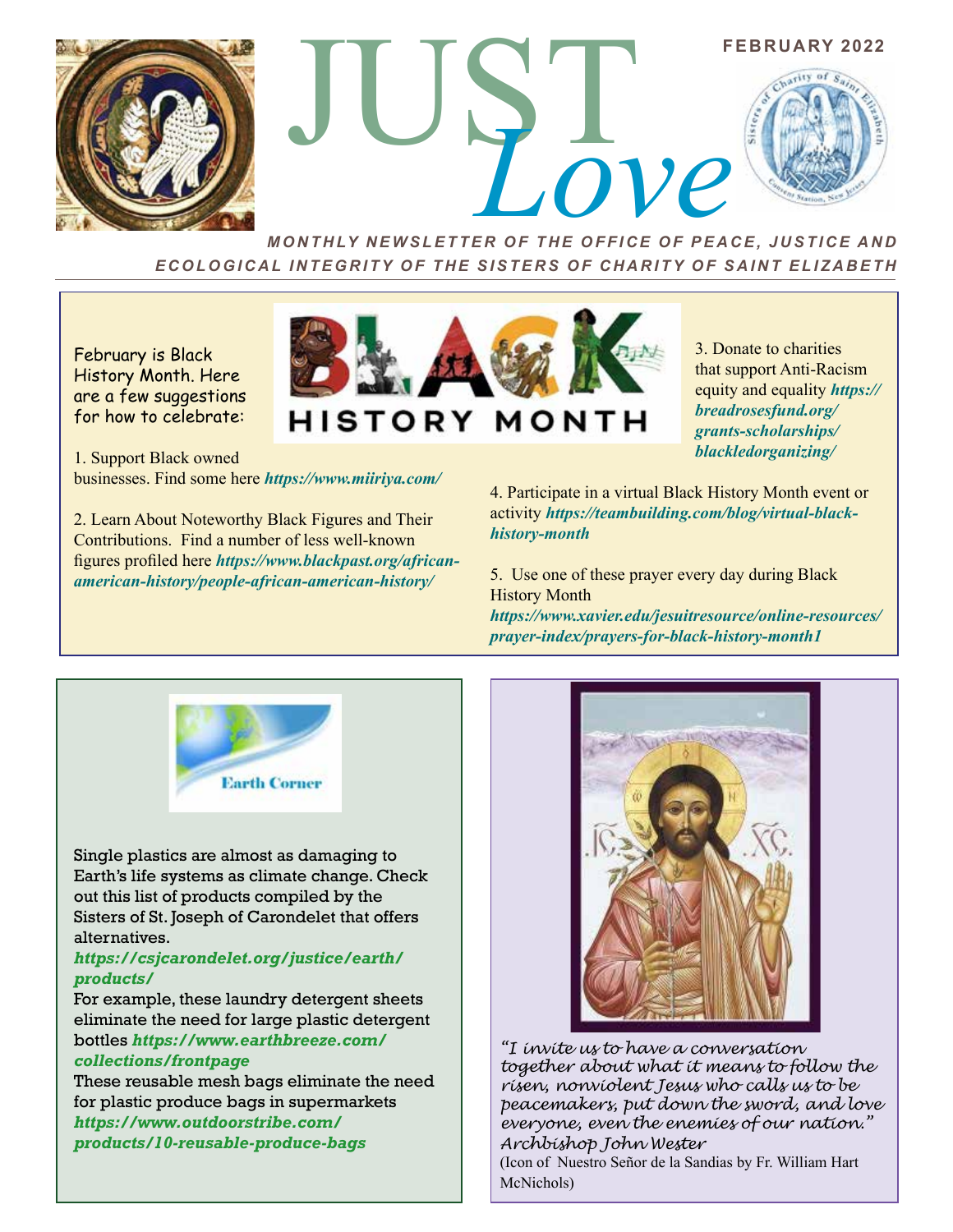# JUST *Love*

**FEBRUARY 2022**

***MONTHLY NEWSLETTER OF THE OFFICE OF PEACE, JUSTICE AND ECOLOGICAL INTEGRITY OF THE SISTERS OF CHARITY OF SAINT ELIZABETH***

February is Black History Month. Here are a few suggestions for how to celebrate:

1. Support Black owned businesses. Find some here ***https://www.miiriya.com/***

2. Learn About Noteworthy Black Figures and Their Contributions. Find a number of less well-known figures profiled here ***https://www.blackpast.org/african-american-history/people-african-american-history/***

3. Donate to charities that support Anti-Racism equity and equality ***https://breadrosesfund.org/grants-scholarships/blackledorganizing/***

4. Participate in a virtual Black History Month event or activity ***https://teambuilding.com/blog/virtual-black-history-month***

5. Use one of these prayer every day during Black History Month ***https://www.xavier.edu/jesuitresource/online-resources/prayer-index/prayers-for-black-history-month1***

## Earth Corner

Single plastics are almost as damaging to Earth's life systems as climate change. Check out this list of products compiled by the Sisters of St. Joseph of Carondelet that offers alternatives.
***https://csjcarondelet.org/justice/earth/products/***
For example, these laundry detergent sheets eliminate the need for large plastic detergent bottles ***https://www.earthbreeze.com/collections/frontpage***
These reusable mesh bags eliminate the need for plastic produce bags in supermarkets ***https://www.outdoorstribe.com/products/10-reusable-produce-bags***

*"I invite us to have a conversation together about what it means to follow the risen, nonviolent Jesus who calls us to be peacemakers, put down the sword, and love everyone, even the enemies of our nation."*
*Archbishop John Wester*

(Icon of Nuestro Señor de la Sandias by Fr. William Hart McNichols)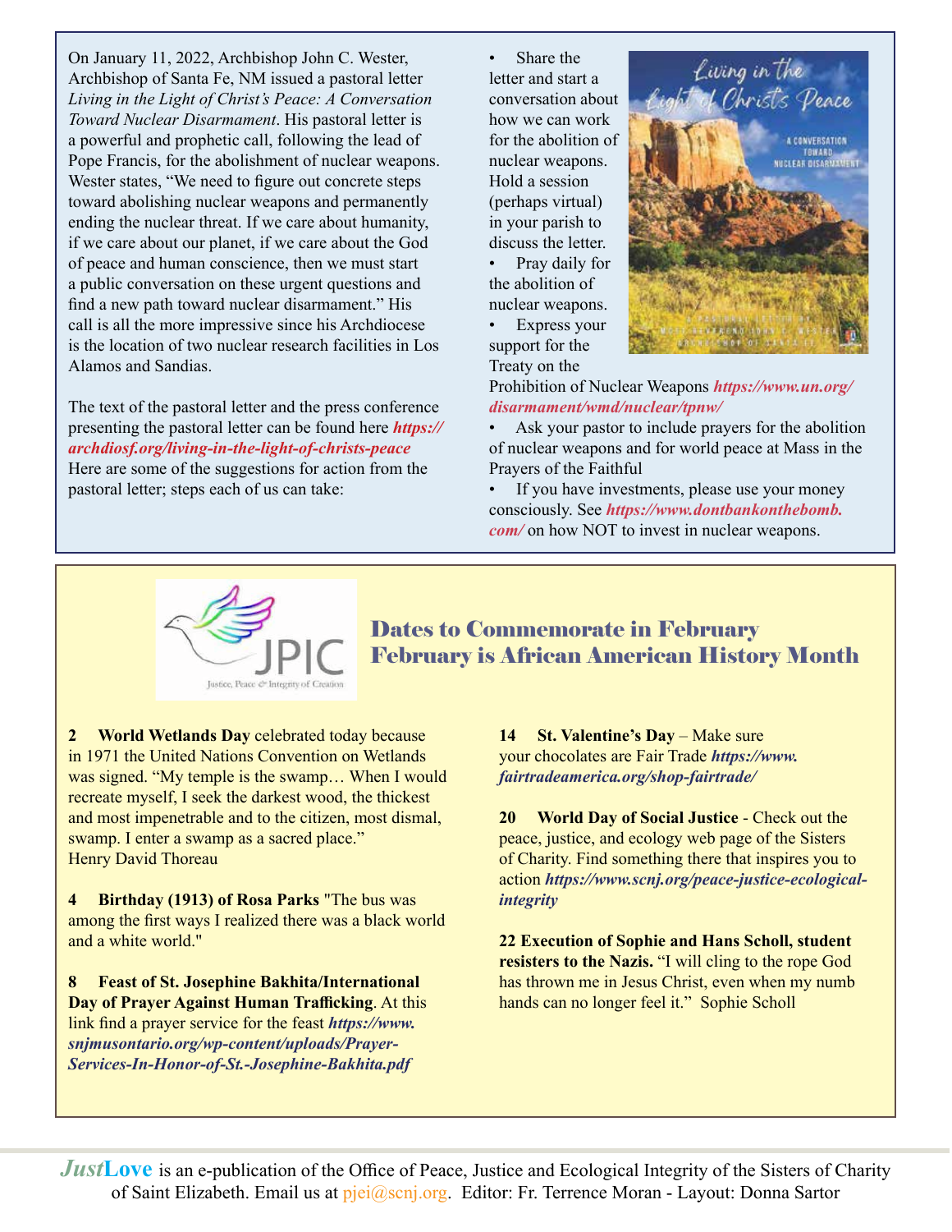On January 11, 2022, Archbishop John C. Wester, Archbishop of Santa Fe, NM issued a pastoral letter *Living in the Light of Christ's Peace: A Conversation Toward Nuclear Disarmament*. His pastoral letter is a powerful and prophetic call, following the lead of Pope Francis, for the abolishment of nuclear weapons. Wester states, "We need to figure out concrete steps toward abolishing nuclear weapons and permanently ending the nuclear threat. If we care about humanity, if we care about our planet, if we care about the God of peace and human conscience, then we must start a public conversation on these urgent questions and find a new path toward nuclear disarmament." His call is all the more impressive since his Archdiocese is the location of two nuclear research facilities in Los Alamos and Sandias.

The text of the pastoral letter and the press conference presenting the pastoral letter can be found here ***https://archdiosf.org/living-in-the-light-of-christs-peace*** Here are some of the suggestions for action from the pastoral letter; steps each of us can take:

- Share the letter and start a conversation about how we can work for the abolition of nuclear weapons. Hold a session (perhaps virtual) in your parish to discuss the letter.
- Pray daily for the abolition of nuclear weapons.
- Express your support for the Treaty on the Prohibition of Nuclear Weapons ***https://www.un.org/disarmament/wmd/nuclear/tpnw/***
- Ask your pastor to include prayers for the abolition of nuclear weapons and for world peace at Mass in the Prayers of the Faithful
- If you have investments, please use your money consciously. See ***https://www.dontbankonthebomb.com/*** on how NOT to invest in nuclear weapons.

## Dates to Commemorate in February
## February is African American History Month

**2 World Wetlands Day** celebrated today because in 1971 the United Nations Convention on Wetlands was signed. "My temple is the swamp… When I would recreate myself, I seek the darkest wood, the thickest and most impenetrable and to the citizen, most dismal, swamp. I enter a swamp as a sacred place." Henry David Thoreau

**4 Birthday (1913) of Rosa Parks** "The bus was among the first ways I realized there was a black world and a white world."

**8 Feast of St. Josephine Bakhita/International Day of Prayer Against Human Trafficking**. At this link find a prayer service for the feast ***https://www.snjmusontario.org/wp-content/uploads/Prayer-Services-In-Honor-of-St.-Josephine-Bakhita.pdf***

**14 St. Valentine's Day** – Make sure your chocolates are Fair Trade ***https://www.fairtradeamerica.org/shop-fairtrade/***

**20 World Day of Social Justice** - Check out the peace, justice, and ecology web page of the Sisters of Charity. Find something there that inspires you to action ***https://www.scnj.org/peace-justice-ecological-integrity***

**22 Execution of Sophie and Hans Scholl, student resisters to the Nazis.** "I will cling to the rope God has thrown me in Jesus Christ, even when my numb hands can no longer feel it." Sophie Scholl

***Just*Love** is an e-publication of the Office of Peace, Justice and Ecological Integrity of the Sisters of Charity of Saint Elizabeth. Email us at pjei@scnj.org. Editor: Fr. Terrence Moran - Layout: Donna Sartor